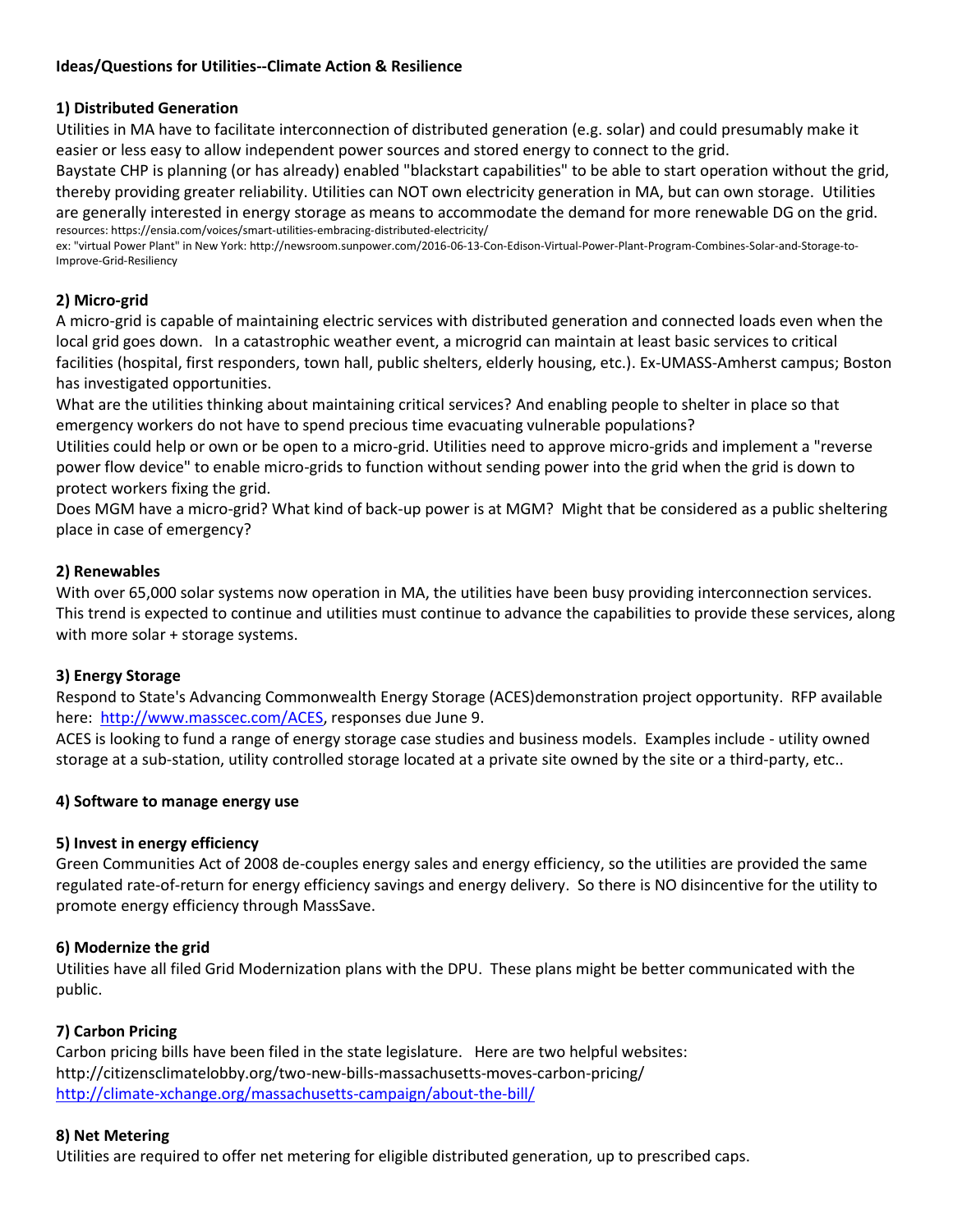**Ideas/Questions for Utilities--Climate Action & Resilience**

**1) Distributed Generation**

Utilities in MA have to facilitate interconnection of distributed generation (e.g. solar) and could presumably make it easier or less easy to allow independent power sources and stored energy to connect to the grid.

Baystate CHP is planning (or has already) enabled "blackstart capabilities" to be able to start operation without the grid, thereby providing greater reliability. Utilities can NOT own electricity generation in MA, but can own storage. Utilities are generally interested in energy storage as means to accommodate the demand for more renewable DG on the grid.

resources: https://ensia.com/voices/smart-utilities-embracing-distributed-electricity/

ex: "virtual Power Plant" in New York: http://newsroom.sunpower.com/2016-06-13-Con-Edison-Virtual-Power-Plant-Program-Combines-Solar-and-Storage-to-Improve-Grid-Resiliency

**2) Micro-grid**

A micro-grid is capable of maintaining electric services with distributed generation and connected loads even when the local grid goes down. In a catastrophic weather event, a microgrid can maintain at least basic services to critical facilities (hospital, first responders, town hall, public shelters, elderly housing, etc.). Ex-UMASS-Amherst campus; Boston has investigated opportunities.

What are the utilities thinking about maintaining critical services? And enabling people to shelter in place so that emergency workers do not have to spend precious time evacuating vulnerable populations?

Utilities could help or own or be open to a micro-grid. Utilities need to approve micro-grids and implement a "reverse power flow device" to enable micro-grids to function without sending power into the grid when the grid is down to protect workers fixing the grid.

Does MGM have a micro-grid? What kind of back-up power is at MGM? Might that be considered as a public sheltering place in case of emergency?

**2) Renewables**

With over 65,000 solar systems now operation in MA, the utilities have been busy providing interconnection services. This trend is expected to continue and utilities must continue to advance the capabilities to provide these services, along with more solar + storage systems.

**3) Energy Storage**

Respond to State's Advancing Commonwealth Energy Storage (ACES)demonstration project opportunity. RFP available here: [http://www.masscec.com/ACES](http://www.masscec.com/ACES), responses due June 9.

ACES is looking to fund a range of energy storage case studies and business models. Examples include - utility owned storage at a sub-station, utility controlled storage located at a private site owned by the site or a third-party, etc..

**4) Software to manage energy use**

**5) Invest in energy efficiency**

Green Communities Act of 2008 de-couples energy sales and energy efficiency, so the utilities are provided the same regulated rate-of-return for energy efficiency savings and energy delivery. So there is NO disincentive for the utility to promote energy efficiency through MassSave.

**6) Modernize the grid**

Utilities have all filed Grid Modernization plans with the DPU. These plans might be better communicated with the public.

**7) Carbon Pricing**

Carbon pricing bills have been filed in the state legislature. Here are two helpful websites:

http://citizensclimatelobby.org/two-new-bills-massachusetts-moves-carbon-pricing/

[http://climate-xchange.org/massachusetts-campaign/about-the-bill/](http://climate-xchange.org/massachusetts-campaign/about-the-bill/)

**8) Net Metering**

Utilities are required to offer net metering for eligible distributed generation, up to prescribed caps.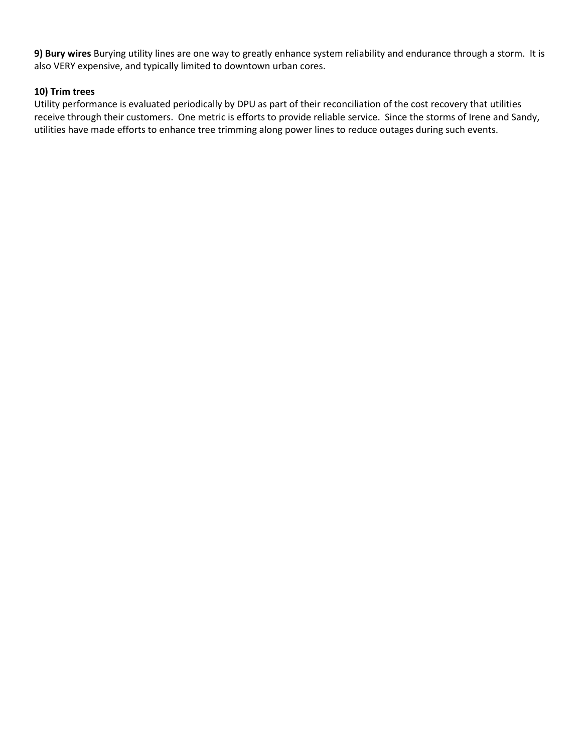**9) Bury wires** Burying utility lines are one way to greatly enhance system reliability and endurance through a storm. It is also VERY expensive, and typically limited to downtown urban cores.

**10) Trim trees**

Utility performance is evaluated periodically by DPU as part of their reconciliation of the cost recovery that utilities receive through their customers. One metric is efforts to provide reliable service. Since the storms of Irene and Sandy, utilities have made efforts to enhance tree trimming along power lines to reduce outages during such events.